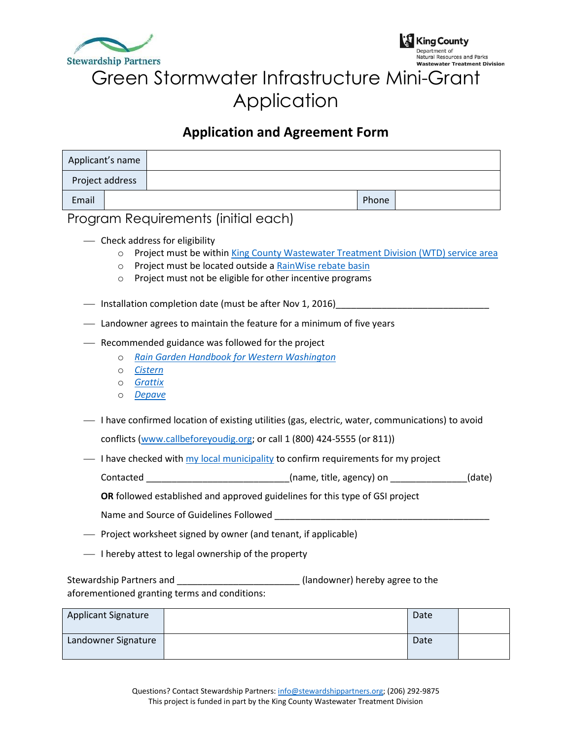Stewardship Partners

King County
Department of
Natural Resources and Parks
**Wastewater Treatment Division**

# Green Stormwater Infrastructure Mini-Grant Application

## Application and Agreement Form

| Applicant's name | | | |
|---|---|---|---|
| Project address | | | |
| Email | | Phone | |

## Program Requirements (initial each)

___ Check address for eligibility
- Project must be within King County Wastewater Treatment Division (WTD) service area
- Project must be located outside a RainWise rebate basin
- Project must not be eligible for other incentive programs

___ Installation completion date (must be after Nov 1, 2016)_______________________________

___ Landowner agrees to maintain the feature for a minimum of five years

___ Recommended guidance was followed for the project
- *Rain Garden Handbook for Western Washington*
- *Cistern*
- *Grattix*
- *Depave*

___ I have confirmed location of existing utilities (gas, electric, water, communications) to avoid conflicts (www.callbeforeyoudig.org; or call 1 (800) 424-5555 (or 811))

___ I have checked with my local municipality to confirm requirements for my project

Contacted ____________________________(name, title, agency) on _______________(date)

**OR** followed established and approved guidelines for this type of GSI project

Name and Source of Guidelines Followed ____________________________________________

___ Project worksheet signed by owner (and tenant, if applicable)

___ I hereby attest to legal ownership of the property

Stewardship Partners and ________________________ (landowner) hereby agree to the aforementioned granting terms and conditions:

| Applicant Signature | | Date | |
|---|---|---|---|
| Landowner Signature | | Date | |

Questions? Contact Stewardship Partners: info@stewardshippartners.org; (206) 292-9875
This project is funded in part by the King County Wastewater Treatment Division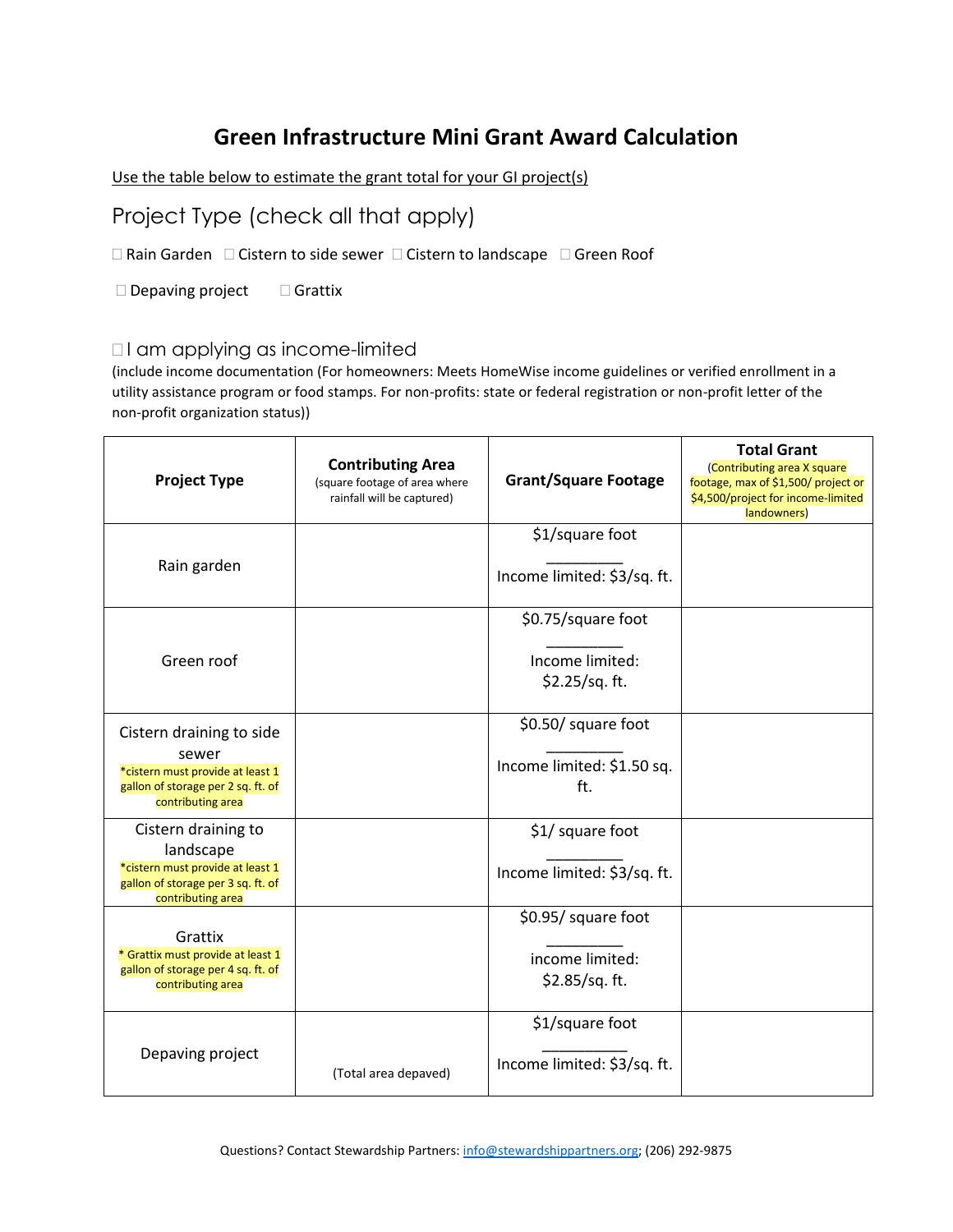# Green Infrastructure Mini Grant Award Calculation

Use the table below to estimate the grant total for your GI project(s)

## Project Type (check all that apply)

☐ Rain Garden ☐ Cistern to side sewer ☐ Cistern to landscape ☐ Green Roof

☐ Depaving project ☐ Grattix

☐ I am applying as income-limited

(include income documentation (For homeowners: Meets HomeWise income guidelines or verified enrollment in a utility assistance program or food stamps. For non-profits: state or federal registration or non-profit letter of the non-profit organization status))

| Project Type | Contributing Area (square footage of area where rainfall will be captured) | Grant/Square Footage | Total Grant (Contributing area X square footage, max of $1,500/ project or $4,500/project for income-limited landowners) |
|---|---|---|---|
| Rain garden | | $1/square foot<br>_________<br>Income limited: $3/sq. ft. | |
| Green roof | | $0.75/square foot<br>_________<br>Income limited: $2.25/sq. ft. | |
| Cistern draining to side sewer<br>*cistern must provide at least 1 gallon of storage per 2 sq. ft. of contributing area | | $0.50/ square foot<br>_________<br>Income limited: $1.50 sq. ft. | |
| Cistern draining to landscape<br>*cistern must provide at least 1 gallon of storage per 3 sq. ft. of contributing area | | $1/ square foot<br>_________<br>Income limited: $3/sq. ft. | |
| Grattix<br>* Grattix must provide at least 1 gallon of storage per 4 sq. ft. of contributing area | | $0.95/ square foot<br>_________<br>income limited: $2.85/sq. ft. | |
| Depaving project | (Total area depaved) | $1/square foot<br>__________<br>Income limited: $3/sq. ft. | |

Questions? Contact Stewardship Partners: info@stewardshippartners.org; (206) 292-9875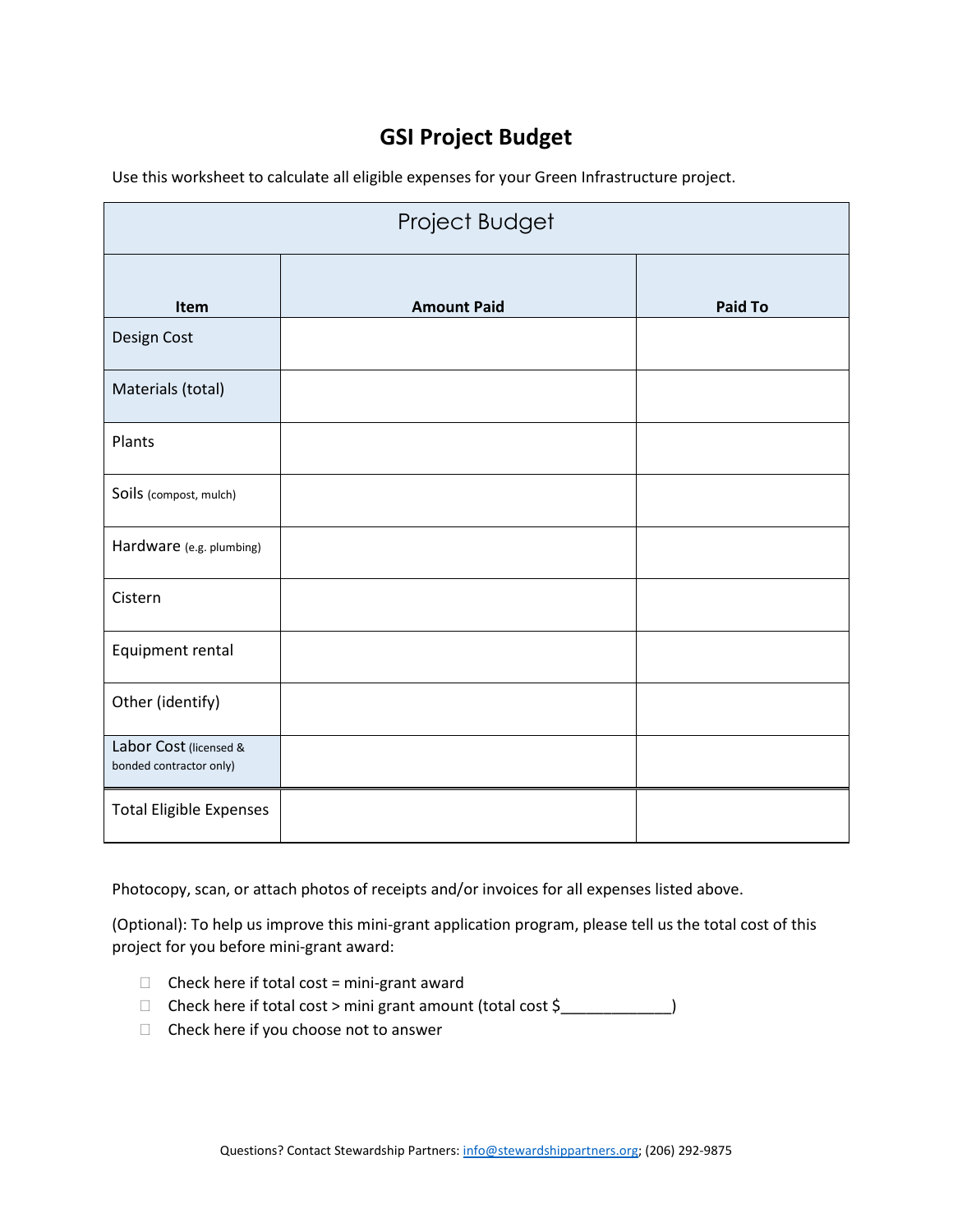# GSI Project Budget

Use this worksheet to calculate all eligible expenses for your Green Infrastructure project.

| Project Budget | | |
|---|---|---|
| **Item** | **Amount Paid** | **Paid To** |
| Design Cost | | |
| Materials (total) | | |
| Plants | | |
| Soils (compost, mulch) | | |
| Hardware (e.g. plumbing) | | |
| Cistern | | |
| Equipment rental | | |
| Other (identify) | | |
| Labor Cost (licensed & bonded contractor only) | | |
| Total Eligible Expenses | | |

Photocopy, scan, or attach photos of receipts and/or invoices for all expenses listed above.

(Optional): To help us improve this mini-grant application program, please tell us the total cost of this project for you before mini-grant award:

- ☐ Check here if total cost = mini-grant award
- ☐ Check here if total cost > mini grant amount (total cost $_____________)
- ☐ Check here if you choose not to answer

Questions? Contact Stewardship Partners: info@stewardshippartners.org; (206) 292-9875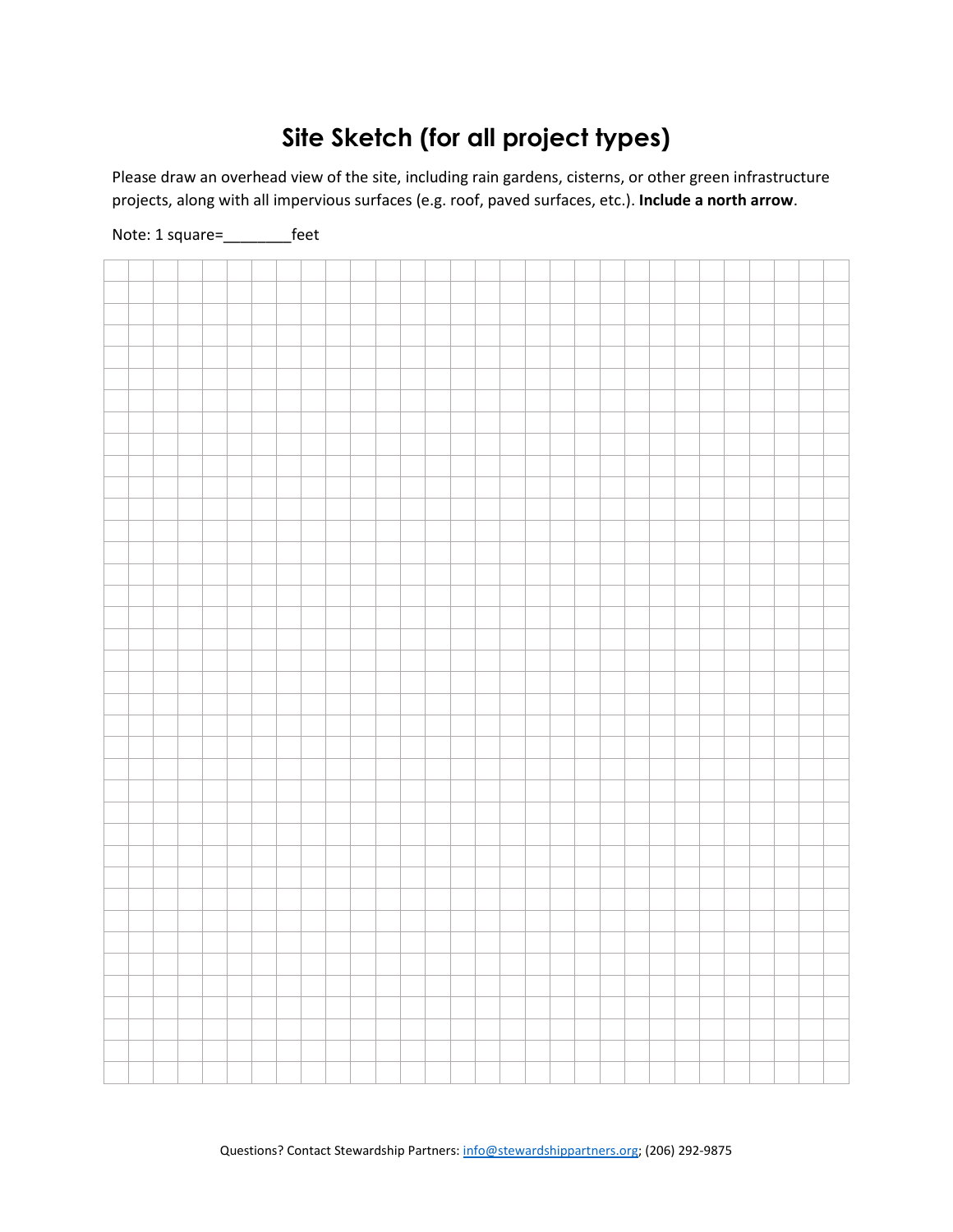# Site Sketch (for all project types)

Please draw an overhead view of the site, including rain gardens, cisterns, or other green infrastructure projects, along with all impervious surfaces (e.g. roof, paved surfaces, etc.). **Include a north arrow**.

Note: 1 square=________feet

Questions? Contact Stewardship Partners: info@stewardshippartners.org; (206) 292-9875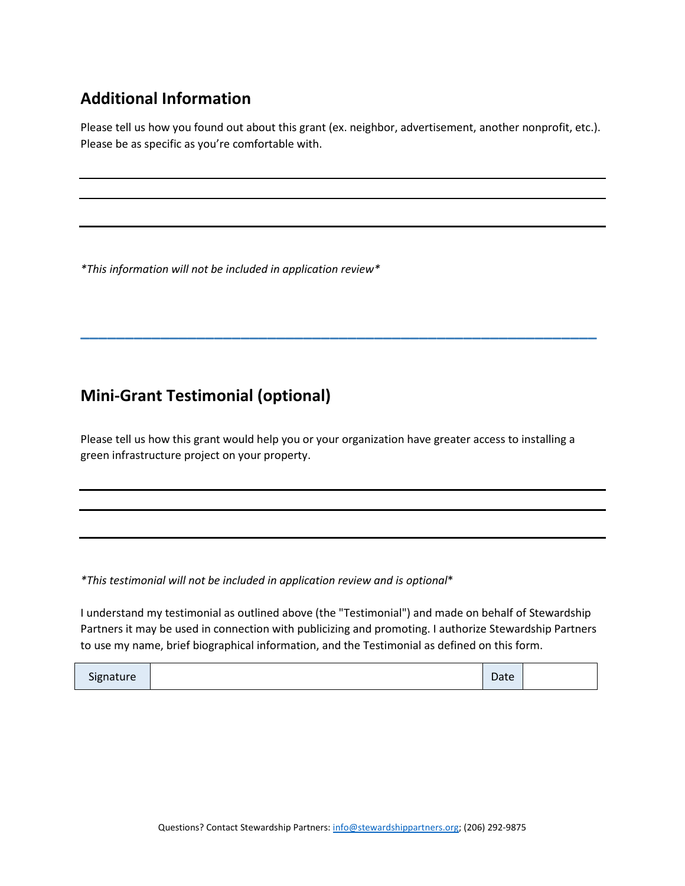## Additional Information

Please tell us how you found out about this grant (ex. neighbor, advertisement, another nonprofit, etc.). Please be as specific as you're comfortable with.

*\*This information will not be included in application review\**

---

## Mini-Grant Testimonial (optional)

Please tell us how this grant would help you or your organization have greater access to installing a green infrastructure project on your property.

*\*This testimonial will not be included in application review and is optional\**

I understand my testimonial as outlined above (the "Testimonial") and made on behalf of Stewardship Partners it may be used in connection with publicizing and promoting. I authorize Stewardship Partners to use my name, brief biographical information, and the Testimonial as defined on this form.

| Signature | | Date | |
|---|---|---|---|

Questions? Contact Stewardship Partners: info@stewardshippartners.org; (206) 292-9875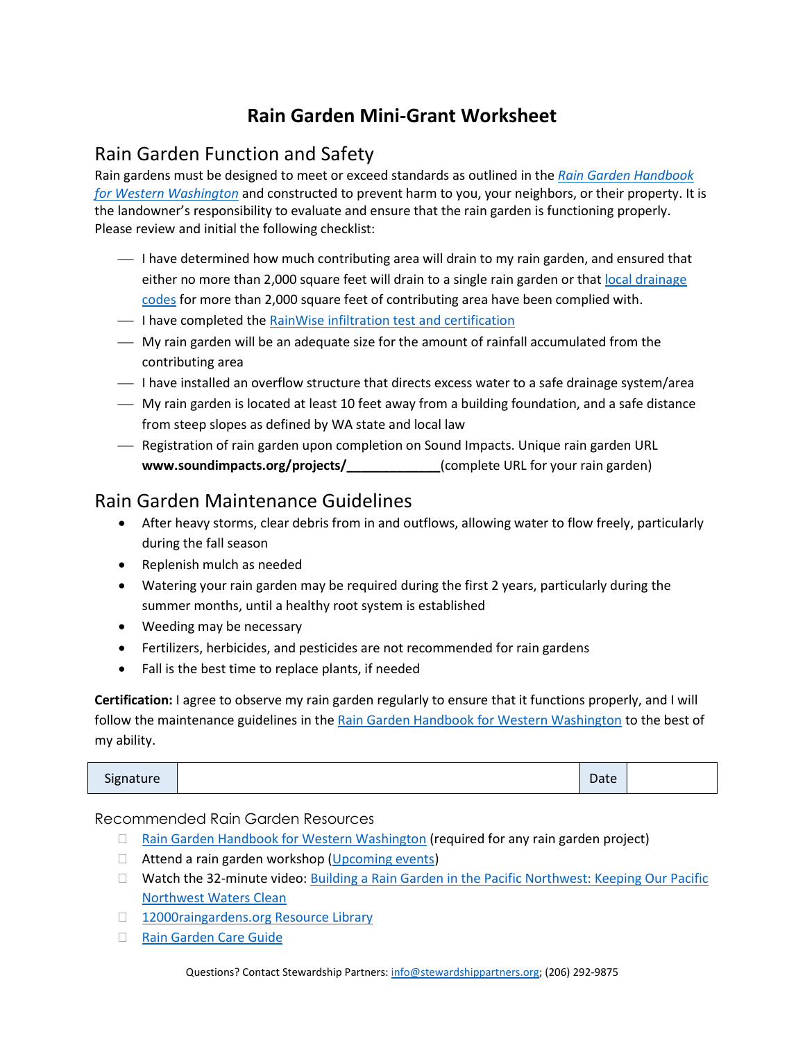# Rain Garden Mini-Grant Worksheet

## Rain Garden Function and Safety

Rain gardens must be designed to meet or exceed standards as outlined in the *Rain Garden Handbook for Western Washington* and constructed to prevent harm to you, your neighbors, or their property. It is the landowner's responsibility to evaluate and ensure that the rain garden is functioning properly. Please review and initial the following checklist:

- ___ I have determined how much contributing area will drain to my rain garden, and ensured that either no more than 2,000 square feet will drain to a single rain garden or that local drainage codes for more than 2,000 square feet of contributing area have been complied with.
- ___ I have completed the RainWise infiltration test and certification
- ___ My rain garden will be an adequate size for the amount of rainfall accumulated from the contributing area
- ___ I have installed an overflow structure that directs excess water to a safe drainage system/area
- ___ My rain garden is located at least 10 feet away from a building foundation, and a safe distance from steep slopes as defined by WA state and local law
- ___ Registration of rain garden upon completion on Sound Impacts. Unique rain garden URL **www.soundimpacts.org/projects/_____________**(complete URL for your rain garden)

## Rain Garden Maintenance Guidelines

- After heavy storms, clear debris from in and outflows, allowing water to flow freely, particularly during the fall season
- Replenish mulch as needed
- Watering your rain garden may be required during the first 2 years, particularly during the summer months, until a healthy root system is established
- Weeding may be necessary
- Fertilizers, herbicides, and pesticides are not recommended for rain gardens
- Fall is the best time to replace plants, if needed

**Certification:** I agree to observe my rain garden regularly to ensure that it functions properly, and I will follow the maintenance guidelines in the Rain Garden Handbook for Western Washington to the best of my ability.

| Signature | | Date | |
|---|---|---|---|

### Recommended Rain Garden Resources

- ☐ Rain Garden Handbook for Western Washington (required for any rain garden project)
- ☐ Attend a rain garden workshop (Upcoming events)
- ☐ Watch the 32-minute video: Building a Rain Garden in the Pacific Northwest: Keeping Our Pacific Northwest Waters Clean
- ☐ 12000raingardens.org Resource Library
- ☐ Rain Garden Care Guide

Questions? Contact Stewardship Partners: info@stewardshippartners.org; (206) 292-9875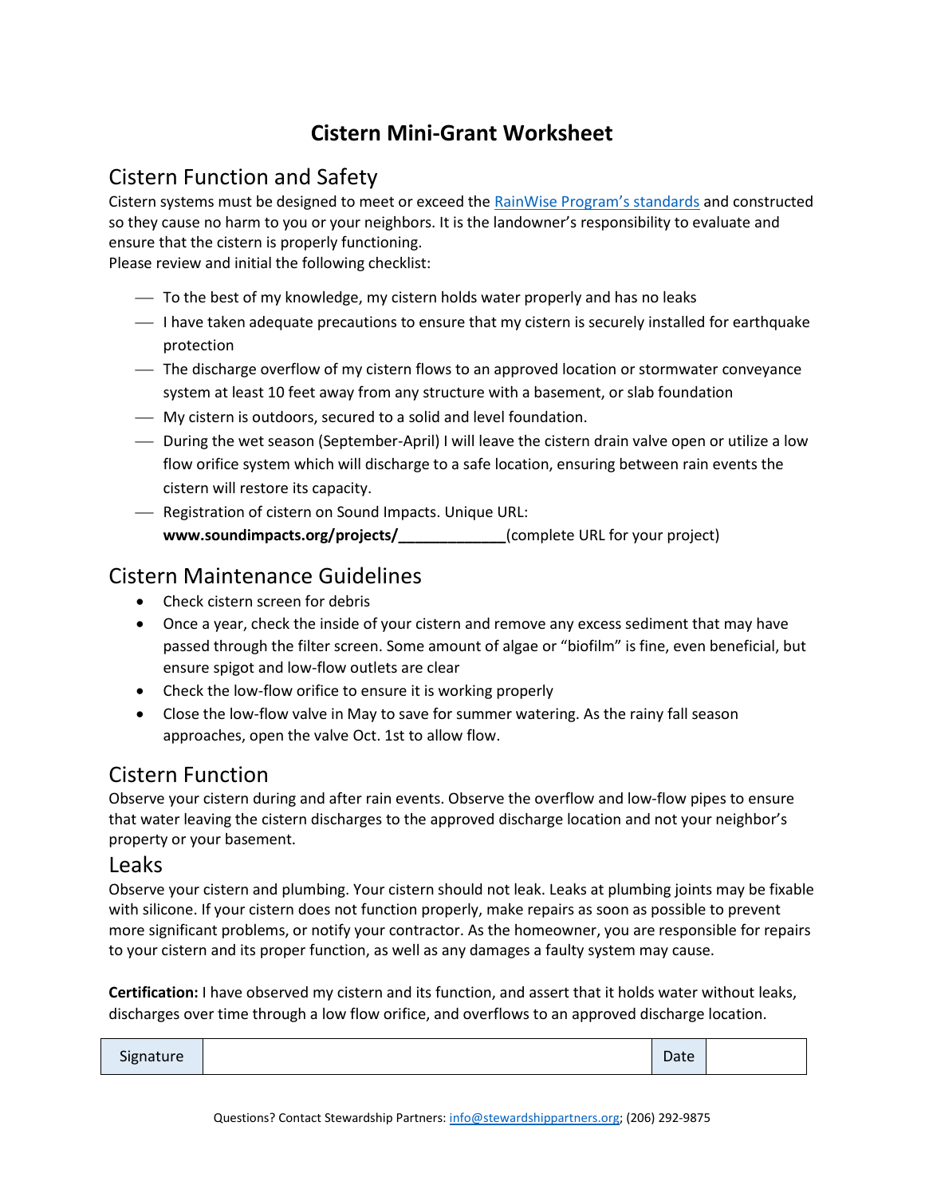# Cistern Mini-Grant Worksheet

## Cistern Function and Safety

Cistern systems must be designed to meet or exceed the [RainWise Program's standards](#) and constructed so they cause no harm to you or your neighbors. It is the landowner's responsibility to evaluate and ensure that the cistern is properly functioning.

Please review and initial the following checklist:

- ___ To the best of my knowledge, my cistern holds water properly and has no leaks
- ___ I have taken adequate precautions to ensure that my cistern is securely installed for earthquake protection
- ___ The discharge overflow of my cistern flows to an approved location or stormwater conveyance system at least 10 feet away from any structure with a basement, or slab foundation
- ___ My cistern is outdoors, secured to a solid and level foundation.
- ___ During the wet season (September-April) I will leave the cistern drain valve open or utilize a low flow orifice system which will discharge to a safe location, ensuring between rain events the cistern will restore its capacity.
- ___ Registration of cistern on Sound Impacts. Unique URL: **www.soundimpacts.org/projects/_____________**(complete URL for your project)

## Cistern Maintenance Guidelines

- Check cistern screen for debris
- Once a year, check the inside of your cistern and remove any excess sediment that may have passed through the filter screen. Some amount of algae or "biofilm" is fine, even beneficial, but ensure spigot and low-flow outlets are clear
- Check the low-flow orifice to ensure it is working properly
- Close the low-flow valve in May to save for summer watering. As the rainy fall season approaches, open the valve Oct. 1st to allow flow.

## Cistern Function

Observe your cistern during and after rain events. Observe the overflow and low-flow pipes to ensure that water leaving the cistern discharges to the approved discharge location and not your neighbor's property or your basement.

## Leaks

Observe your cistern and plumbing. Your cistern should not leak. Leaks at plumbing joints may be fixable with silicone. If your cistern does not function properly, make repairs as soon as possible to prevent more significant problems, or notify your contractor. As the homeowner, you are responsible for repairs to your cistern and its proper function, as well as any damages a faulty system may cause.

**Certification:** I have observed my cistern and its function, and assert that it holds water without leaks, discharges over time through a low flow orifice, and overflows to an approved discharge location.

| Signature | | Date | |
|---|---|---|---|

Questions? Contact Stewardship Partners: info@stewardshippartners.org; (206) 292-9875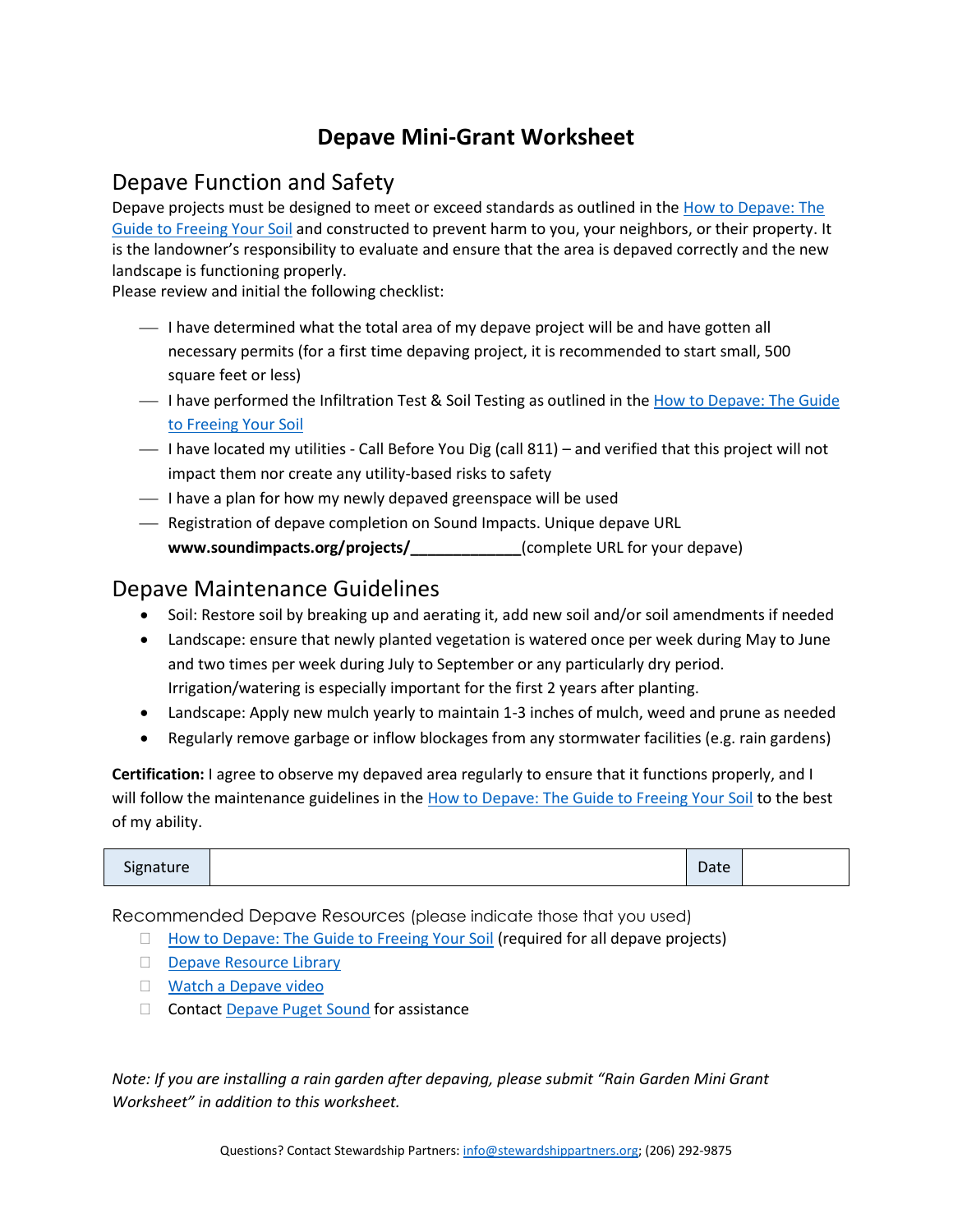# Depave Mini-Grant Worksheet

## Depave Function and Safety

Depave projects must be designed to meet or exceed standards as outlined in the How to Depave: The Guide to Freeing Your Soil and constructed to prevent harm to you, your neighbors, or their property. It is the landowner's responsibility to evaluate and ensure that the area is depaved correctly and the new landscape is functioning properly.
Please review and initial the following checklist:

- ___ I have determined what the total area of my depave project will be and have gotten all necessary permits (for a first time depaving project, it is recommended to start small, 500 square feet or less)
- ___ I have performed the Infiltration Test & Soil Testing as outlined in the How to Depave: The Guide to Freeing Your Soil
- ___ I have located my utilities - Call Before You Dig (call 811) – and verified that this project will not impact them nor create any utility-based risks to safety
- ___ I have a plan for how my newly depaved greenspace will be used
- ___ Registration of depave completion on Sound Impacts. Unique depave URL **www.soundimpacts.org/projects/_____________**(complete URL for your depave)

## Depave Maintenance Guidelines

- Soil: Restore soil by breaking up and aerating it, add new soil and/or soil amendments if needed
- Landscape: ensure that newly planted vegetation is watered once per week during May to June and two times per week during July to September or any particularly dry period. Irrigation/watering is especially important for the first 2 years after planting.
- Landscape: Apply new mulch yearly to maintain 1-3 inches of mulch, weed and prune as needed
- Regularly remove garbage or inflow blockages from any stormwater facilities (e.g. rain gardens)

**Certification:** I agree to observe my depaved area regularly to ensure that it functions properly, and I will follow the maintenance guidelines in the How to Depave: The Guide to Freeing Your Soil to the best of my ability.

| Signature | | Date | |
|---|---|---|---|

Recommended Depave Resources (please indicate those that you used)

- ☐ How to Depave: The Guide to Freeing Your Soil (required for all depave projects)
- ☐ Depave Resource Library
- ☐ Watch a Depave video
- ☐ Contact Depave Puget Sound for assistance

*Note: If you are installing a rain garden after depaving, please submit "Rain Garden Mini Grant Worksheet" in addition to this worksheet.*

Questions? Contact Stewardship Partners: info@stewardshippartners.org; (206) 292-9875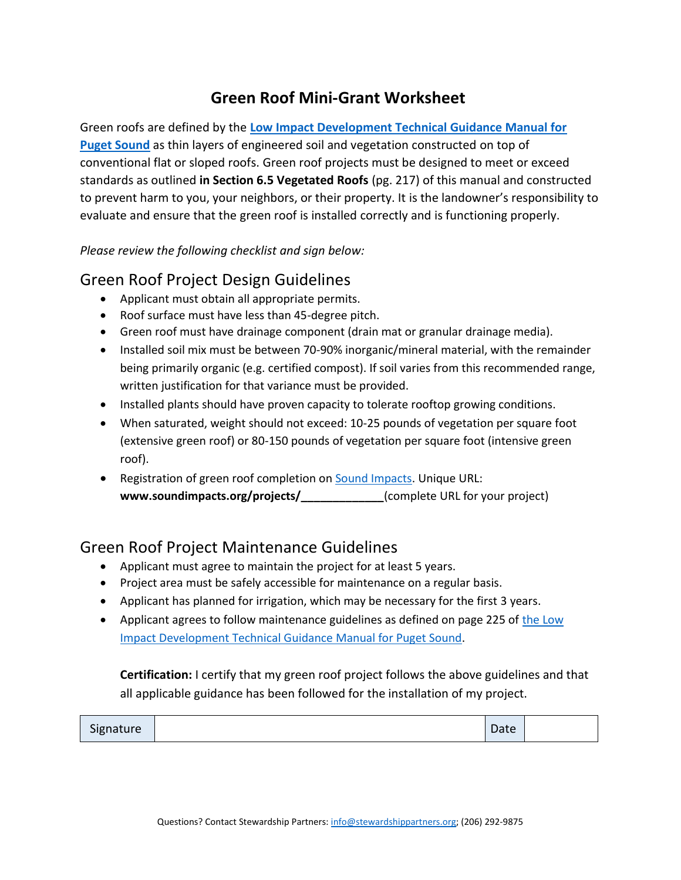# Green Roof Mini-Grant Worksheet

Green roofs are defined by the **[Low Impact Development Technical Guidance Manual for Puget Sound]** as thin layers of engineered soil and vegetation constructed on top of conventional flat or sloped roofs. Green roof projects must be designed to meet or exceed standards as outlined **in Section 6.5 Vegetated Roofs** (pg. 217) of this manual and constructed to prevent harm to you, your neighbors, or their property. It is the landowner's responsibility to evaluate and ensure that the green roof is installed correctly and is functioning properly.

*Please review the following checklist and sign below:*

## Green Roof Project Design Guidelines

- Applicant must obtain all appropriate permits.
- Roof surface must have less than 45-degree pitch.
- Green roof must have drainage component (drain mat or granular drainage media).
- Installed soil mix must be between 70-90% inorganic/mineral material, with the remainder being primarily organic (e.g. certified compost). If soil varies from this recommended range, written justification for that variance must be provided.
- Installed plants should have proven capacity to tolerate rooftop growing conditions.
- When saturated, weight should not exceed: 10-25 pounds of vegetation per square foot (extensive green roof) or 80-150 pounds of vegetation per square foot (intensive green roof).
- Registration of green roof completion on Sound Impacts. Unique URL: **www.soundimpacts.org/projects/_____________**(complete URL for your project)

## Green Roof Project Maintenance Guidelines

- Applicant must agree to maintain the project for at least 5 years.
- Project area must be safely accessible for maintenance on a regular basis.
- Applicant has planned for irrigation, which may be necessary for the first 3 years.
- Applicant agrees to follow maintenance guidelines as defined on page 225 of the Low Impact Development Technical Guidance Manual for Puget Sound.

**Certification:** I certify that my green roof project follows the above guidelines and that all applicable guidance has been followed for the installation of my project.

| Signature | | Date | |
|---|---|---|---|

Questions? Contact Stewardship Partners: info@stewardshippartners.org; (206) 292-9875